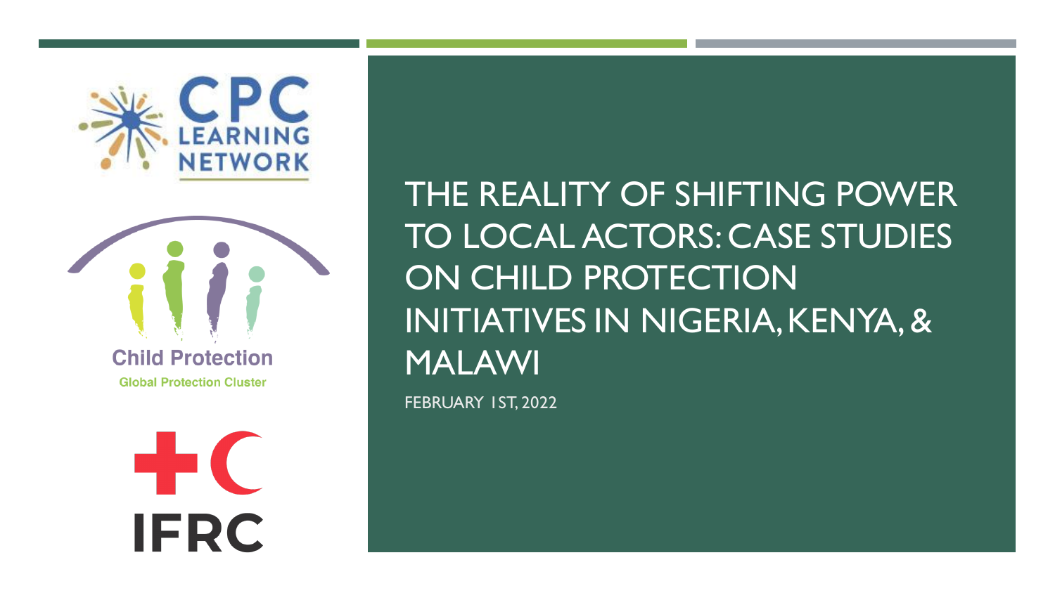CPC LEARNING NETWORK

Child Protection
Global Protection Cluster

IFRC

# THE REALITY OF SHIFTING POWER TO LOCAL ACTORS: CASE STUDIES ON CHILD PROTECTION INITIATIVES IN NIGERIA, KENYA, & MALAWI

FEBRUARY 1ST, 2022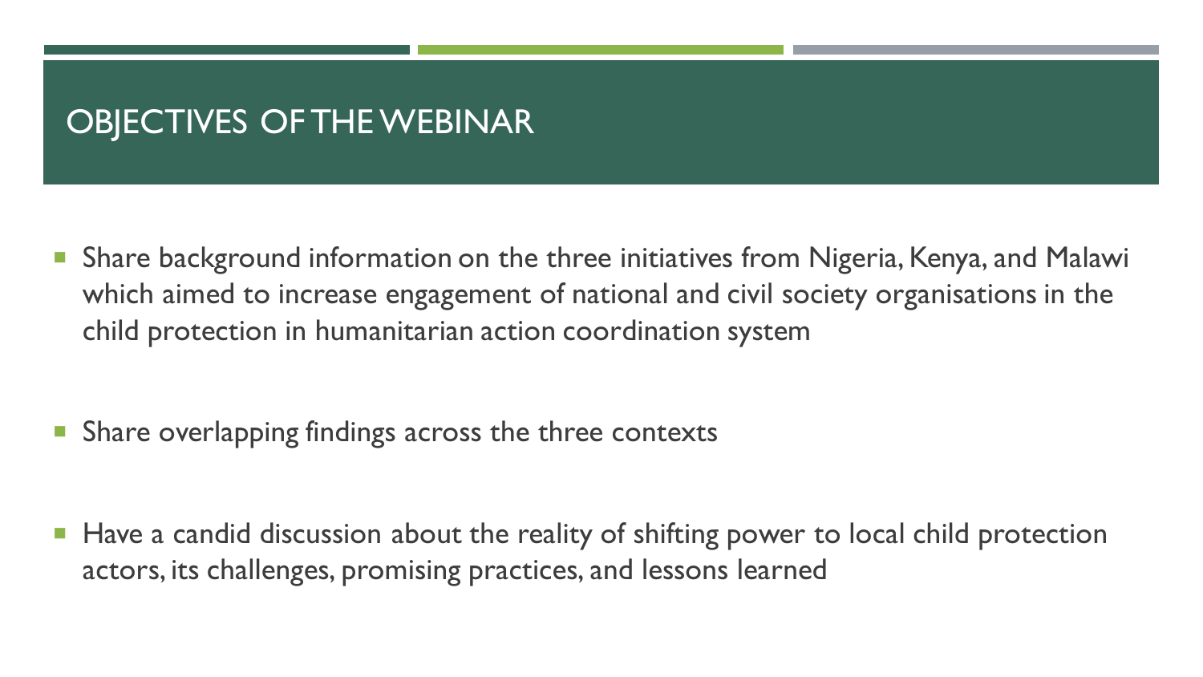# OBJECTIVES OF THE WEBINAR

- Share background information on the three initiatives from Nigeria, Kenya, and Malawi which aimed to increase engagement of national and civil society organisations in the child protection in humanitarian action coordination system
- Share overlapping findings across the three contexts
- Have a candid discussion about the reality of shifting power to local child protection actors, its challenges, promising practices, and lessons learned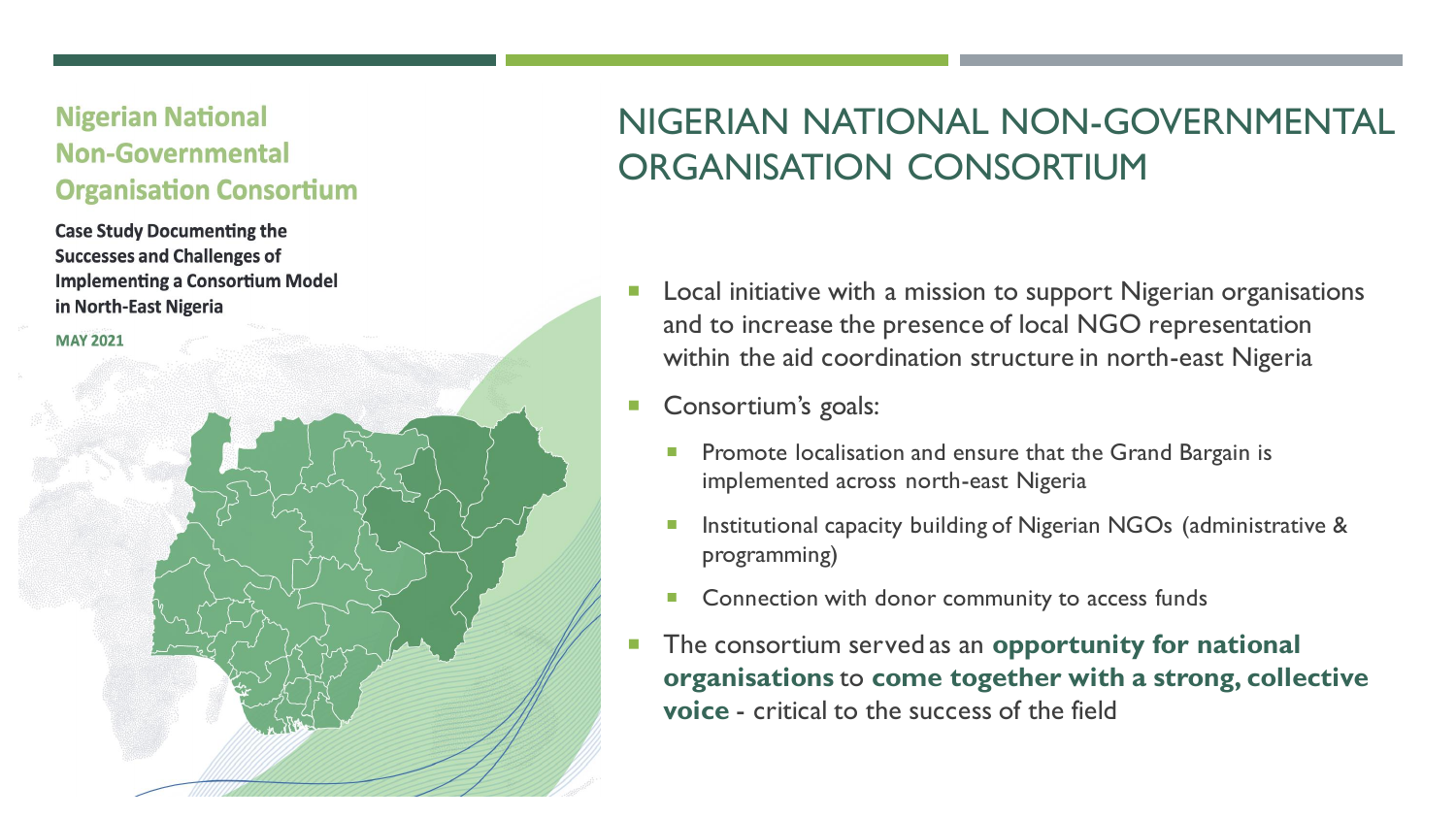# NIGERIAN NATIONAL NON-GOVERNMENTAL ORGANISATION CONSORTIUM

**Nigerian National Non-Governmental Organisation Consortium**

**Case Study Documenting the Successes and Challenges of Implementing a Consortium Model in North-East Nigeria**

**MAY 2021**

- Local initiative with a mission to support Nigerian organisations and to increase the presence of local NGO representation within the aid coordination structure in north-east Nigeria
- Consortium's goals:
  - Promote localisation and ensure that the Grand Bargain is implemented across north-east Nigeria
  - Institutional capacity building of Nigerian NGOs (administrative & programming)
  - Connection with donor community to access funds
- The consortium served as an **opportunity for national organisations** to **come together with a strong, collective voice** - critical to the success of the field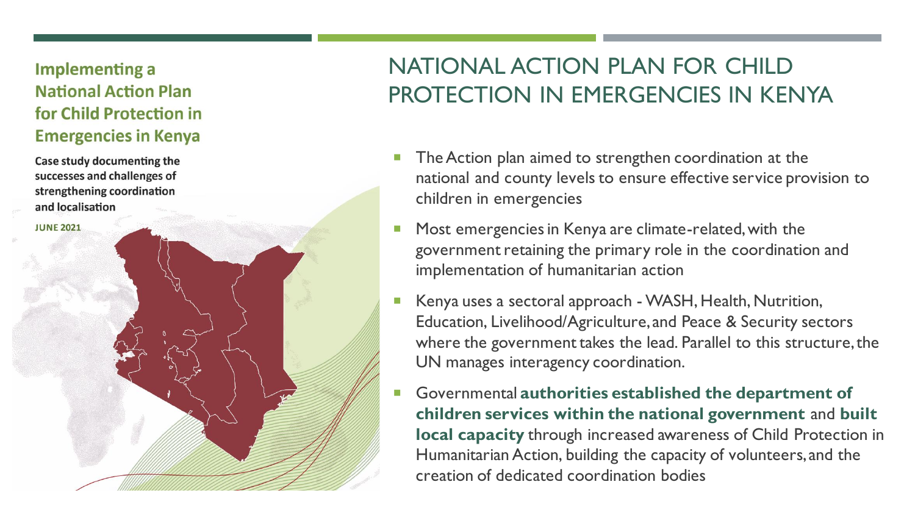**Implementing a National Action Plan for Child Protection in Emergencies in Kenya**

**Case study documenting the successes and challenges of strengthening coordination and localisation**

**JUNE 2021**

# NATIONAL ACTION PLAN FOR CHILD PROTECTION IN EMERGENCIES IN KENYA

- The Action plan aimed to strengthen coordination at the national and county levels to ensure effective service provision to children in emergencies
- Most emergencies in Kenya are climate-related, with the government retaining the primary role in the coordination and implementation of humanitarian action
- Kenya uses a sectoral approach - WASH, Health, Nutrition, Education, Livelihood/Agriculture, and Peace & Security sectors where the government takes the lead. Parallel to this structure, the UN manages interagency coordination.
- Governmental **authorities established the department of children services within the national government** and **built local capacity** through increased awareness of Child Protection in Humanitarian Action, building the capacity of volunteers, and the creation of dedicated coordination bodies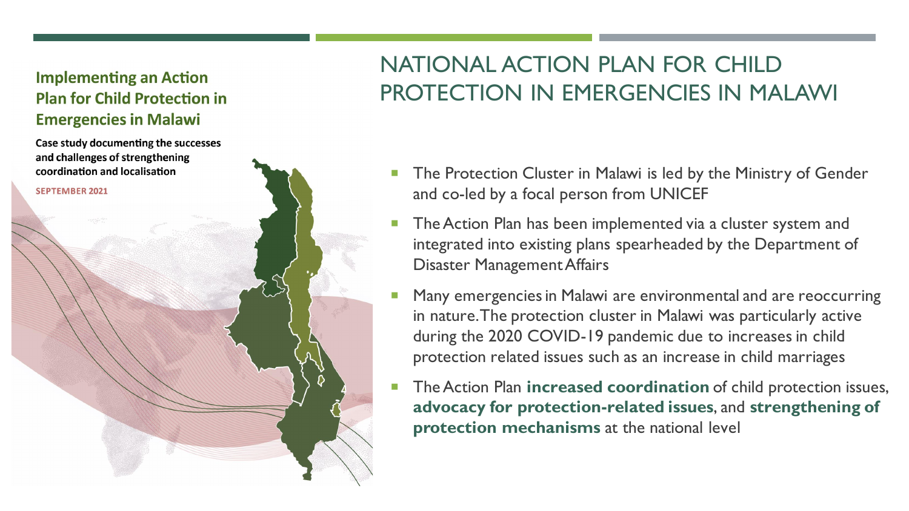# NATIONAL ACTION PLAN FOR CHILD PROTECTION IN EMERGENCIES IN MALAWI

**Implementing an Action Plan for Child Protection in Emergencies in Malawi**

**Case study documenting the successes and challenges of strengthening coordination and localisation**

**SEPTEMBER 2021**

- The Protection Cluster in Malawi is led by the Ministry of Gender and co-led by a focal person from UNICEF
- The Action Plan has been implemented via a cluster system and integrated into existing plans spearheaded by the Department of Disaster Management Affairs
- Many emergencies in Malawi are environmental and are reoccurring in nature. The protection cluster in Malawi was particularly active during the 2020 COVID-19 pandemic due to increases in child protection related issues such as an increase in child marriages
- The Action Plan **increased coordination** of child protection issues, **advocacy for protection-related issues**, and **strengthening of protection mechanisms** at the national level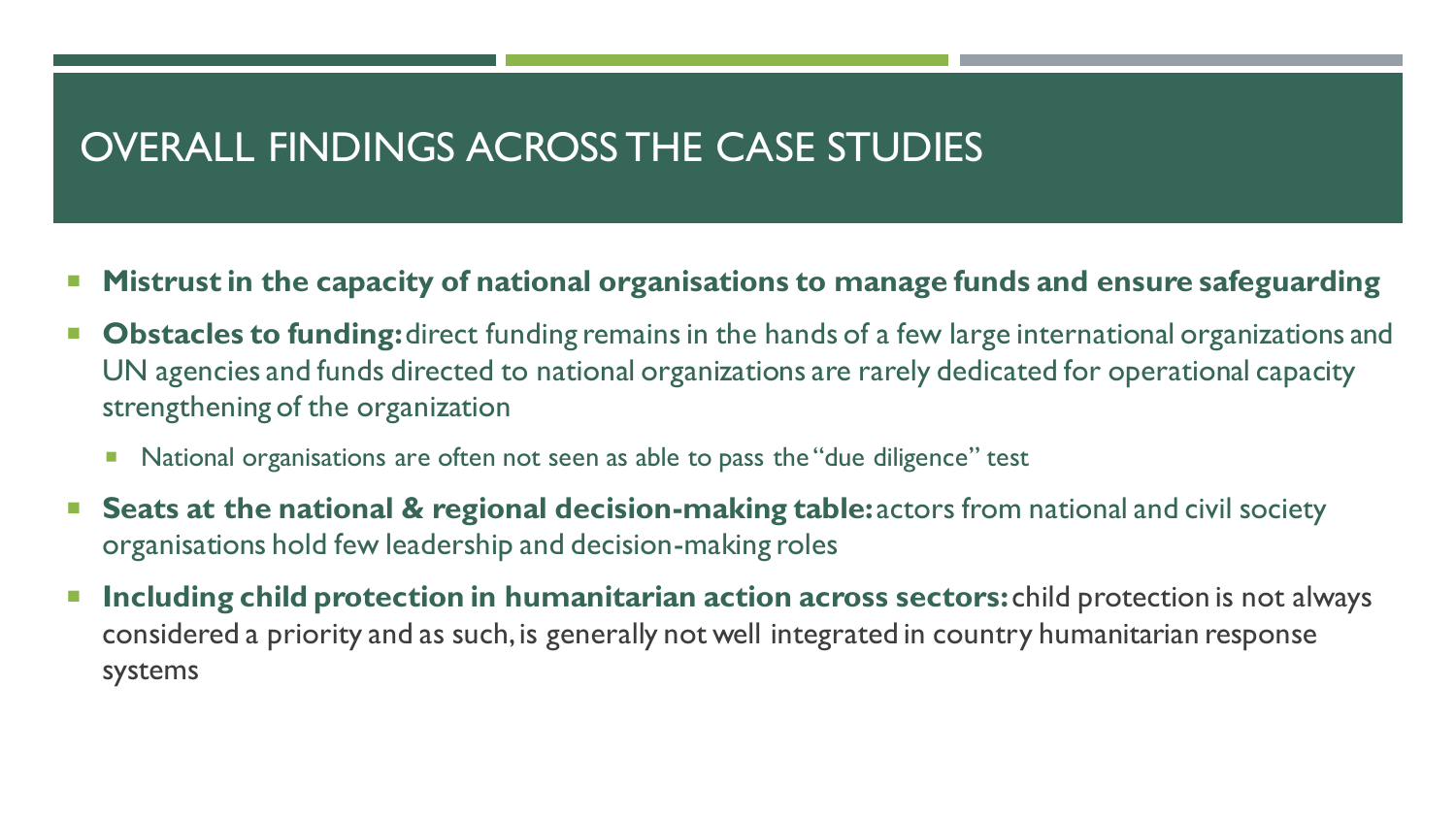# OVERALL FINDINGS ACROSS THE CASE STUDIES

- **Mistrust in the capacity of national organisations to manage funds and ensure safeguarding**
- **Obstacles to funding:** direct funding remains in the hands of a few large international organizations and UN agencies and funds directed to national organizations are rarely dedicated for operational capacity strengthening of the organization
  - National organisations are often not seen as able to pass the "due diligence" test
- **Seats at the national & regional decision-making table:** actors from national and civil society organisations hold few leadership and decision-making roles
- **Including child protection in humanitarian action across sectors:** child protection is not always considered a priority and as such, is generally not well integrated in country humanitarian response systems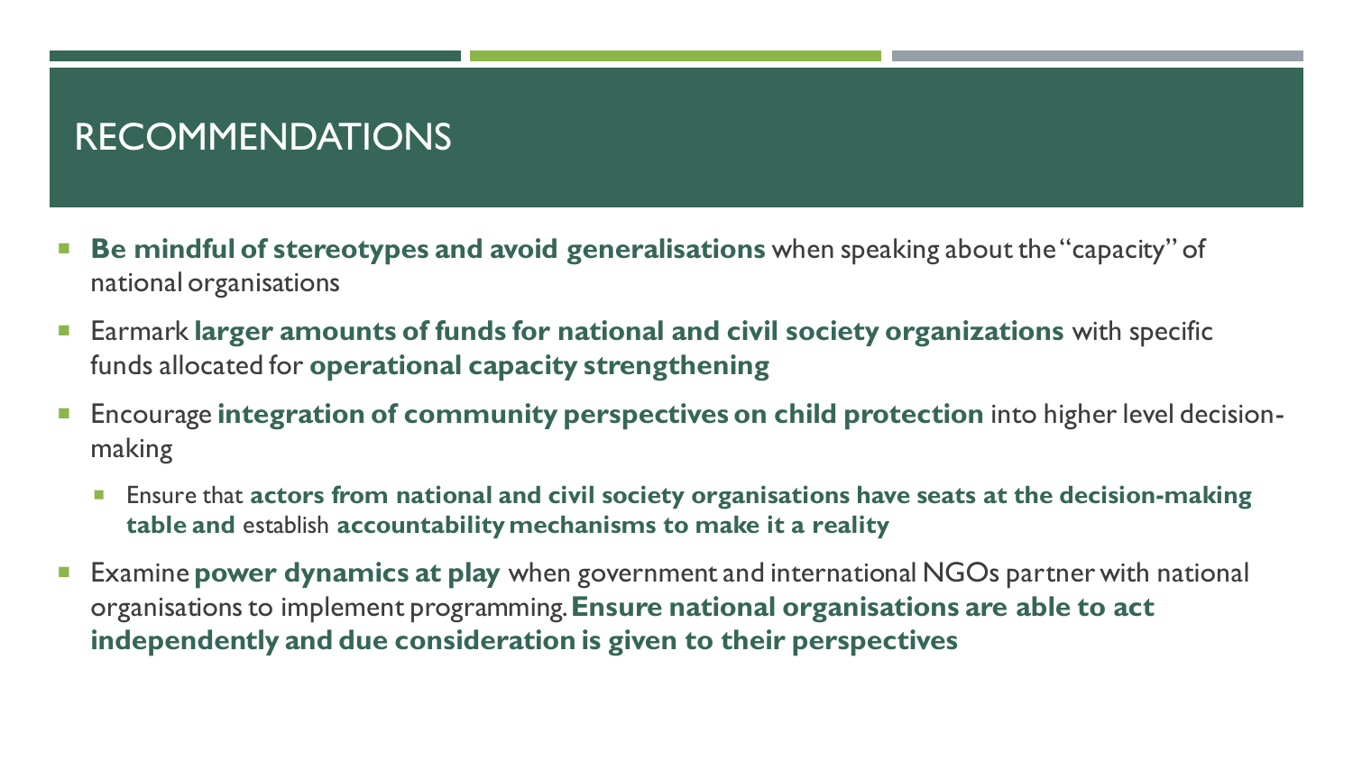# RECOMMENDATIONS

- **Be mindful of stereotypes and avoid generalisations** when speaking about the "capacity" of national organisations
- Earmark **larger amounts of funds for national and civil society organizations** with specific funds allocated for **operational capacity strengthening**
- Encourage **integration of community perspectives on child protection** into higher level decision-making
  - Ensure that **actors from national and civil society organisations have seats at the decision-making table and** establish **accountability mechanisms to make it a reality**
- Examine **power dynamics at play** when government and international NGOs partner with national organisations to implement programming. **Ensure national organisations are able to act independently and due consideration is given to their perspectives**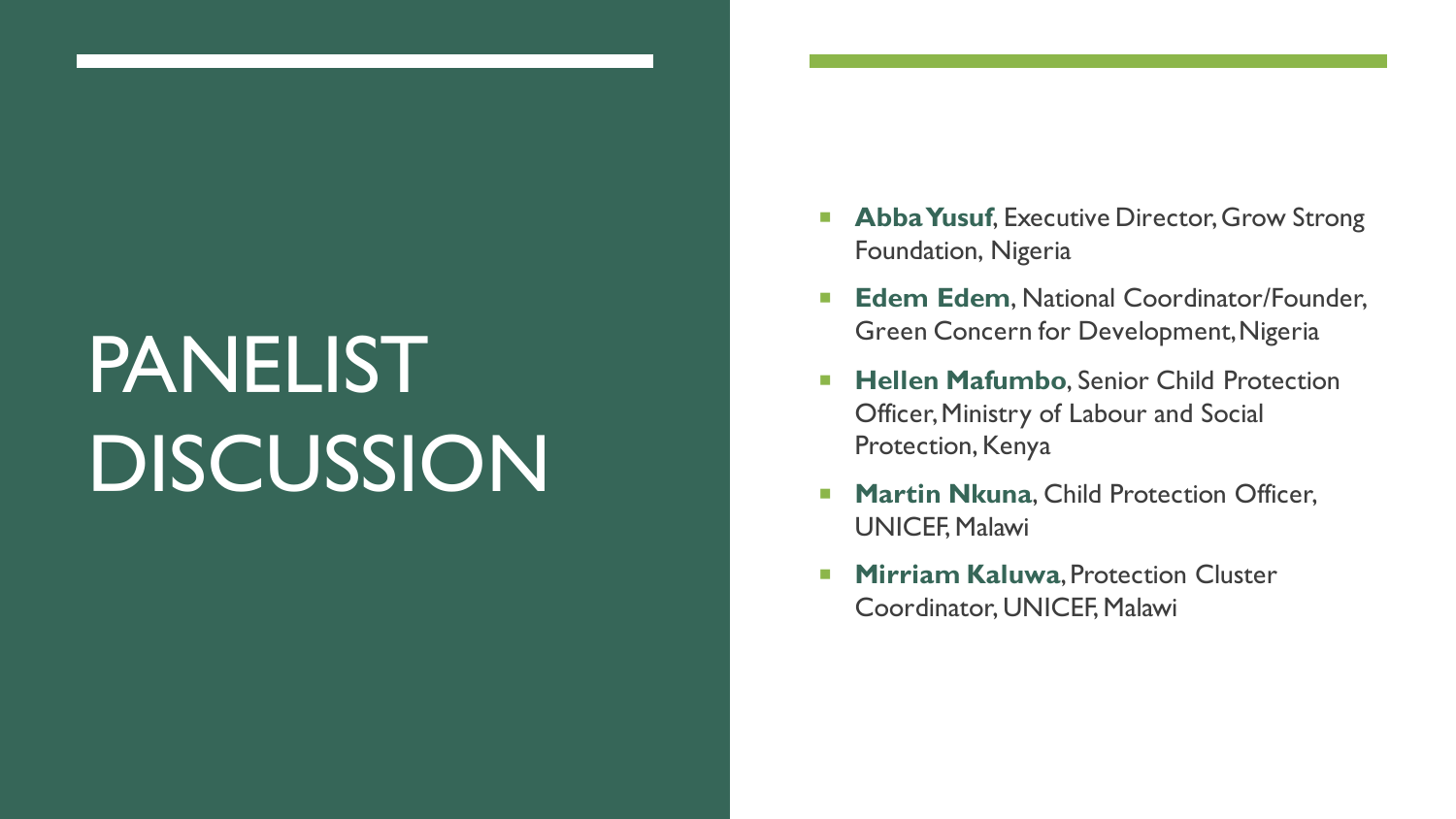# PANELIST DISCUSSION

- **Abba Yusuf**, Executive Director, Grow Strong Foundation, Nigeria
- **Edem Edem**, National Coordinator/Founder, Green Concern for Development, Nigeria
- **Hellen Mafumbo**, Senior Child Protection Officer, Ministry of Labour and Social Protection, Kenya
- **Martin Nkuna**, Child Protection Officer, UNICEF, Malawi
- **Mirriam Kaluwa**, Protection Cluster Coordinator, UNICEF, Malawi